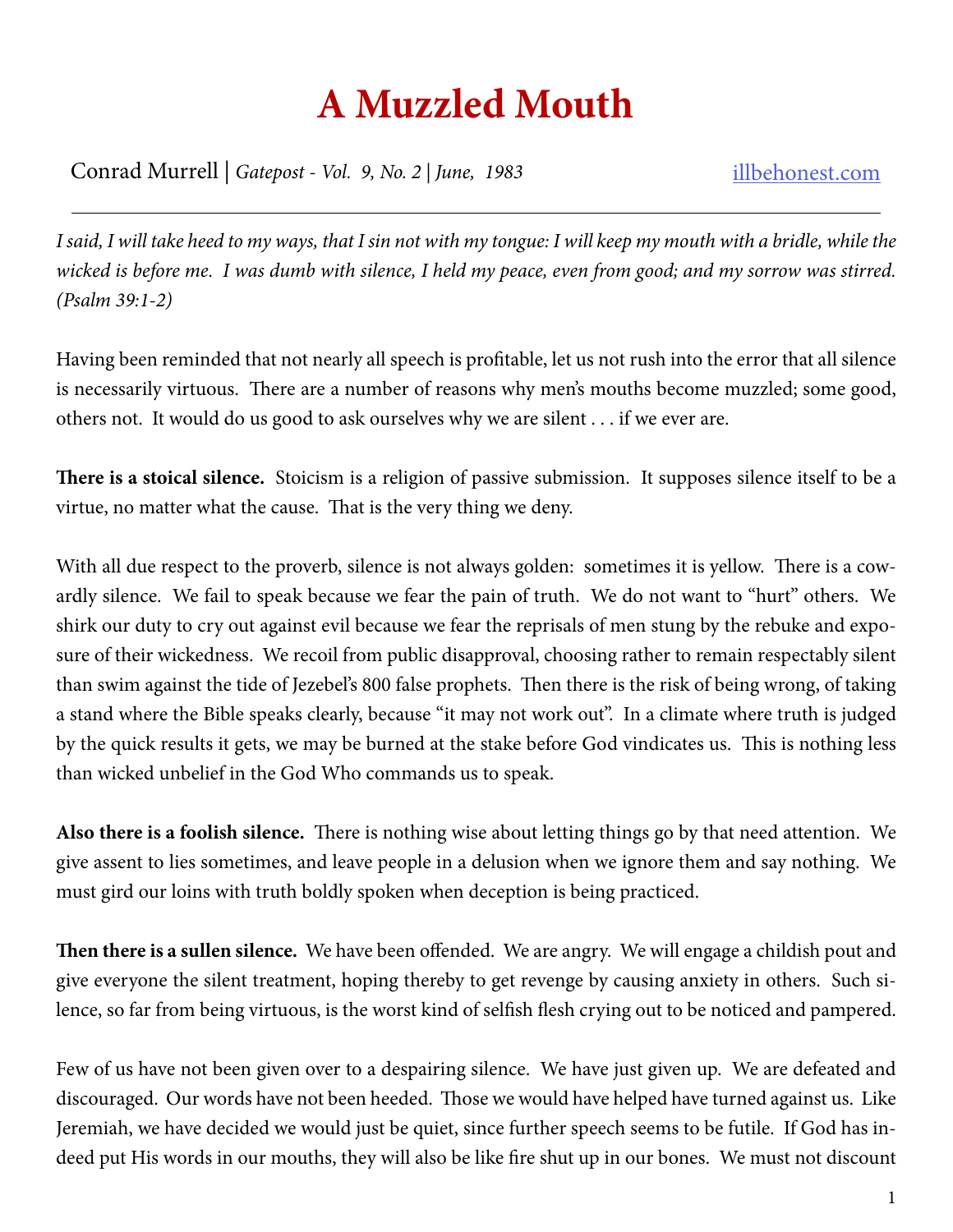# A Muzzled Mouth

Conrad Murrell | *Gatepost - Vol. 9, No. 2 | June, 1983* [illbehonest.com](illbehonest.com)

---

*I said, I will take heed to my ways, that I sin not with my tongue: I will keep my mouth with a bridle, while the wicked is before me. I was dumb with silence, I held my peace, even from good; and my sorrow was stirred. (Psalm 39:1-2)*

Having been reminded that not nearly all speech is profitable, let us not rush into the error that all silence is necessarily virtuous. There are a number of reasons why men's mouths become muzzled; some good, others not. It would do us good to ask ourselves why we are silent . . . if we ever are.

**There is a stoical silence.** Stoicism is a religion of passive submission. It supposes silence itself to be a virtue, no matter what the cause. That is the very thing we deny.

With all due respect to the proverb, silence is not always golden: sometimes it is yellow. There is a cowardly silence. We fail to speak because we fear the pain of truth. We do not want to "hurt" others. We shirk our duty to cry out against evil because we fear the reprisals of men stung by the rebuke and exposure of their wickedness. We recoil from public disapproval, choosing rather to remain respectably silent than swim against the tide of Jezebel's 800 false prophets. Then there is the risk of being wrong, of taking a stand where the Bible speaks clearly, because "it may not work out". In a climate where truth is judged by the quick results it gets, we may be burned at the stake before God vindicates us. This is nothing less than wicked unbelief in the God Who commands us to speak.

**Also there is a foolish silence.** There is nothing wise about letting things go by that need attention. We give assent to lies sometimes, and leave people in a delusion when we ignore them and say nothing. We must gird our loins with truth boldly spoken when deception is being practiced.

**Then there is a sullen silence.** We have been offended. We are angry. We will engage a childish pout and give everyone the silent treatment, hoping thereby to get revenge by causing anxiety in others. Such silence, so far from being virtuous, is the worst kind of selfish flesh crying out to be noticed and pampered.

Few of us have not been given over to a despairing silence. We have just given up. We are defeated and discouraged. Our words have not been heeded. Those we would have helped have turned against us. Like Jeremiah, we have decided we would just be quiet, since further speech seems to be futile. If God has indeed put His words in our mouths, they will also be like fire shut up in our bones. We must not discount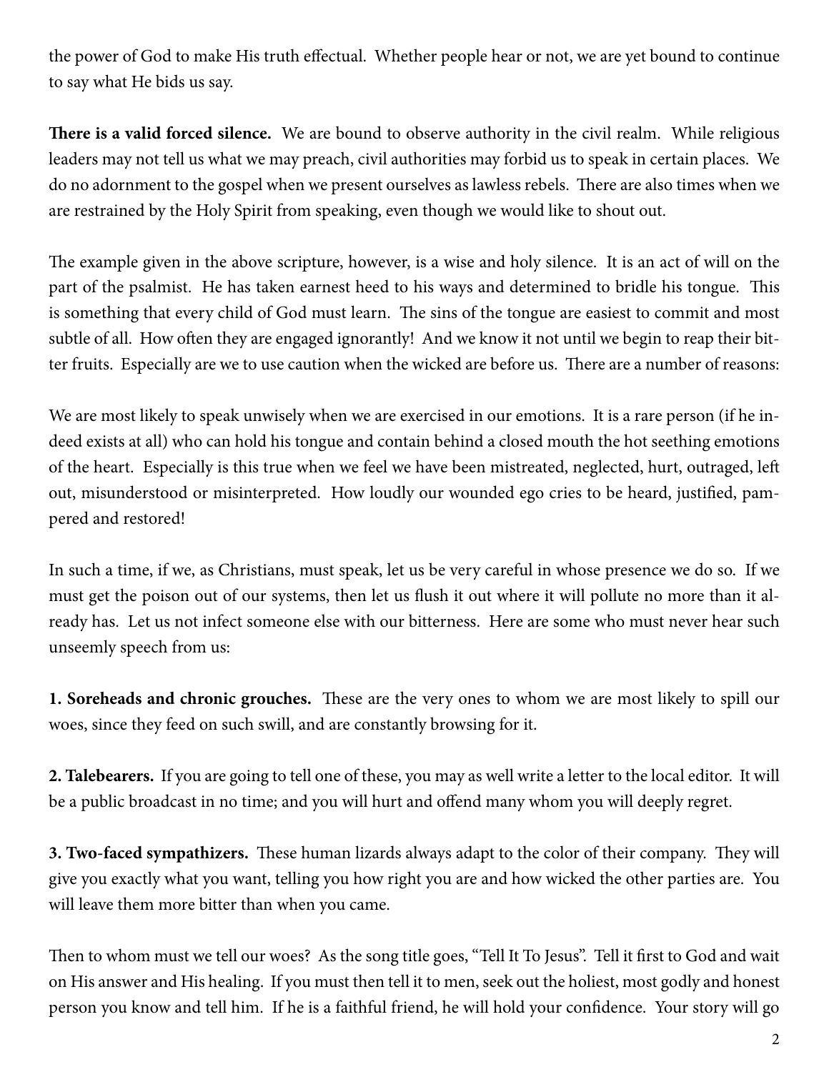the power of God to make His truth effectual. Whether people hear or not, we are yet bound to continue to say what He bids us say.

**There is a valid forced silence.** We are bound to observe authority in the civil realm. While religious leaders may not tell us what we may preach, civil authorities may forbid us to speak in certain places. We do no adornment to the gospel when we present ourselves as lawless rebels. There are also times when we are restrained by the Holy Spirit from speaking, even though we would like to shout out.

The example given in the above scripture, however, is a wise and holy silence. It is an act of will on the part of the psalmist. He has taken earnest heed to his ways and determined to bridle his tongue. This is something that every child of God must learn. The sins of the tongue are easiest to commit and most subtle of all. How often they are engaged ignorantly! And we know it not until we begin to reap their bitter fruits. Especially are we to use caution when the wicked are before us. There are a number of reasons:

We are most likely to speak unwisely when we are exercised in our emotions. It is a rare person (if he indeed exists at all) who can hold his tongue and contain behind a closed mouth the hot seething emotions of the heart. Especially is this true when we feel we have been mistreated, neglected, hurt, outraged, left out, misunderstood or misinterpreted. How loudly our wounded ego cries to be heard, justified, pampered and restored!

In such a time, if we, as Christians, must speak, let us be very careful in whose presence we do so. If we must get the poison out of our systems, then let us flush it out where it will pollute no more than it already has. Let us not infect someone else with our bitterness. Here are some who must never hear such unseemly speech from us:

**1. Soreheads and chronic grouches.** These are the very ones to whom we are most likely to spill our woes, since they feed on such swill, and are constantly browsing for it.

**2. Talebearers.** If you are going to tell one of these, you may as well write a letter to the local editor. It will be a public broadcast in no time; and you will hurt and offend many whom you will deeply regret.

**3. Two-faced sympathizers.** These human lizards always adapt to the color of their company. They will give you exactly what you want, telling you how right you are and how wicked the other parties are. You will leave them more bitter than when you came.

Then to whom must we tell our woes? As the song title goes, "Tell It To Jesus". Tell it first to God and wait on His answer and His healing. If you must then tell it to men, seek out the holiest, most godly and honest person you know and tell him. If he is a faithful friend, he will hold your confidence. Your story will go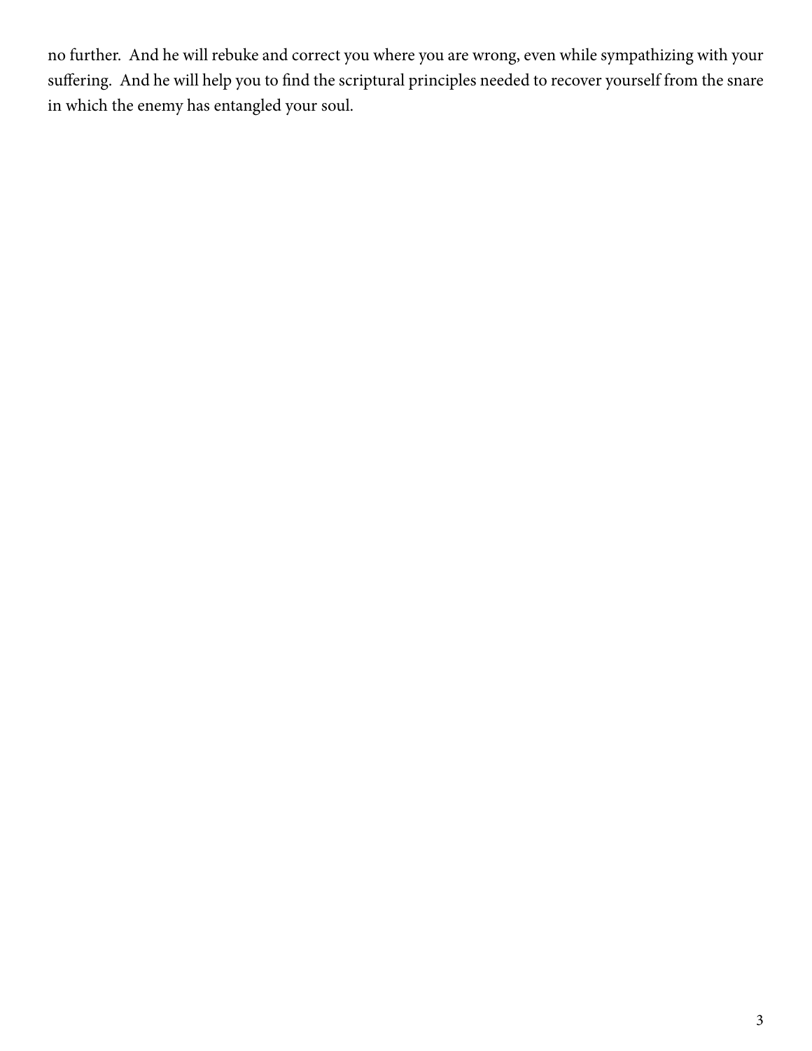no further.  And he will rebuke and correct you where you are wrong, even while sympathizing with your suffering.  And he will help you to find the scriptural principles needed to recover yourself from the snare in which the enemy has entangled your soul.